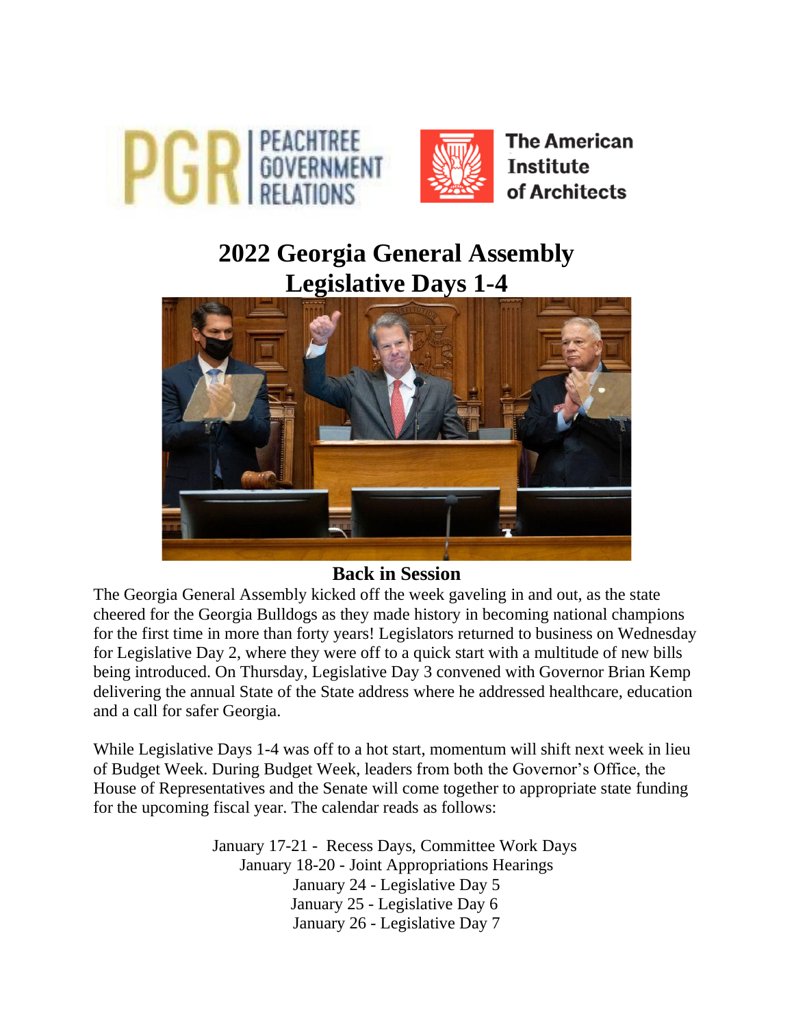# 2022 Georgia General Assembly Legislative Days 1-4

## Back in Session

The Georgia General Assembly kicked off the week gaveling in and out, as the state cheered for the Georgia Bulldogs as they made history in becoming national champions for the first time in more than forty years! Legislators returned to business on Wednesday for Legislative Day 2, where they were off to a quick start with a multitude of new bills being introduced. On Thursday, Legislative Day 3 convened with Governor Brian Kemp delivering the annual State of the State address where he addressed healthcare, education and a call for safer Georgia.

While Legislative Days 1-4 was off to a hot start, momentum will shift next week in lieu of Budget Week. During Budget Week, leaders from both the Governor's Office, the House of Representatives and the Senate will come together to appropriate state funding for the upcoming fiscal year. The calendar reads as follows:

January 17-21 - Recess Days, Committee Work Days
January 18-20 - Joint Appropriations Hearings
January 24 - Legislative Day 5
January 25 - Legislative Day 6
January 26 - Legislative Day 7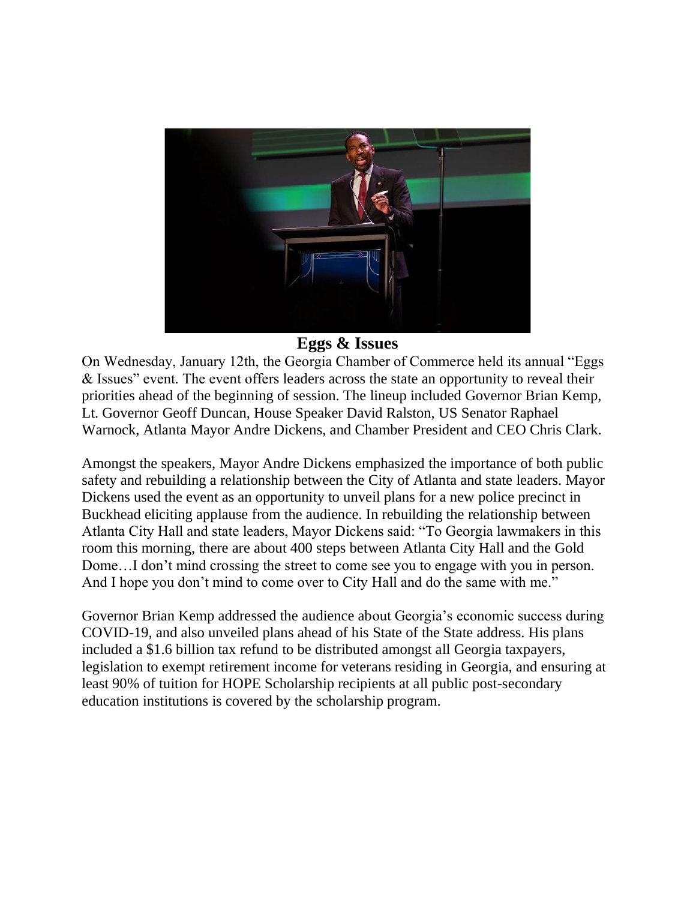## Eggs & Issues

On Wednesday, January 12th, the Georgia Chamber of Commerce held its annual "Eggs & Issues" event. The event offers leaders across the state an opportunity to reveal their priorities ahead of the beginning of session. The lineup included Governor Brian Kemp, Lt. Governor Geoff Duncan, House Speaker David Ralston, US Senator Raphael Warnock, Atlanta Mayor Andre Dickens, and Chamber President and CEO Chris Clark.

Amongst the speakers, Mayor Andre Dickens emphasized the importance of both public safety and rebuilding a relationship between the City of Atlanta and state leaders. Mayor Dickens used the event as an opportunity to unveil plans for a new police precinct in Buckhead eliciting applause from the audience. In rebuilding the relationship between Atlanta City Hall and state leaders, Mayor Dickens said: "To Georgia lawmakers in this room this morning, there are about 400 steps between Atlanta City Hall and the Gold Dome…I don't mind crossing the street to come see you to engage with you in person. And I hope you don't mind to come over to City Hall and do the same with me."

Governor Brian Kemp addressed the audience about Georgia's economic success during COVID-19, and also unveiled plans ahead of his State of the State address. His plans included a $1.6 billion tax refund to be distributed amongst all Georgia taxpayers, legislation to exempt retirement income for veterans residing in Georgia, and ensuring at least 90% of tuition for HOPE Scholarship recipients at all public post-secondary education institutions is covered by the scholarship program.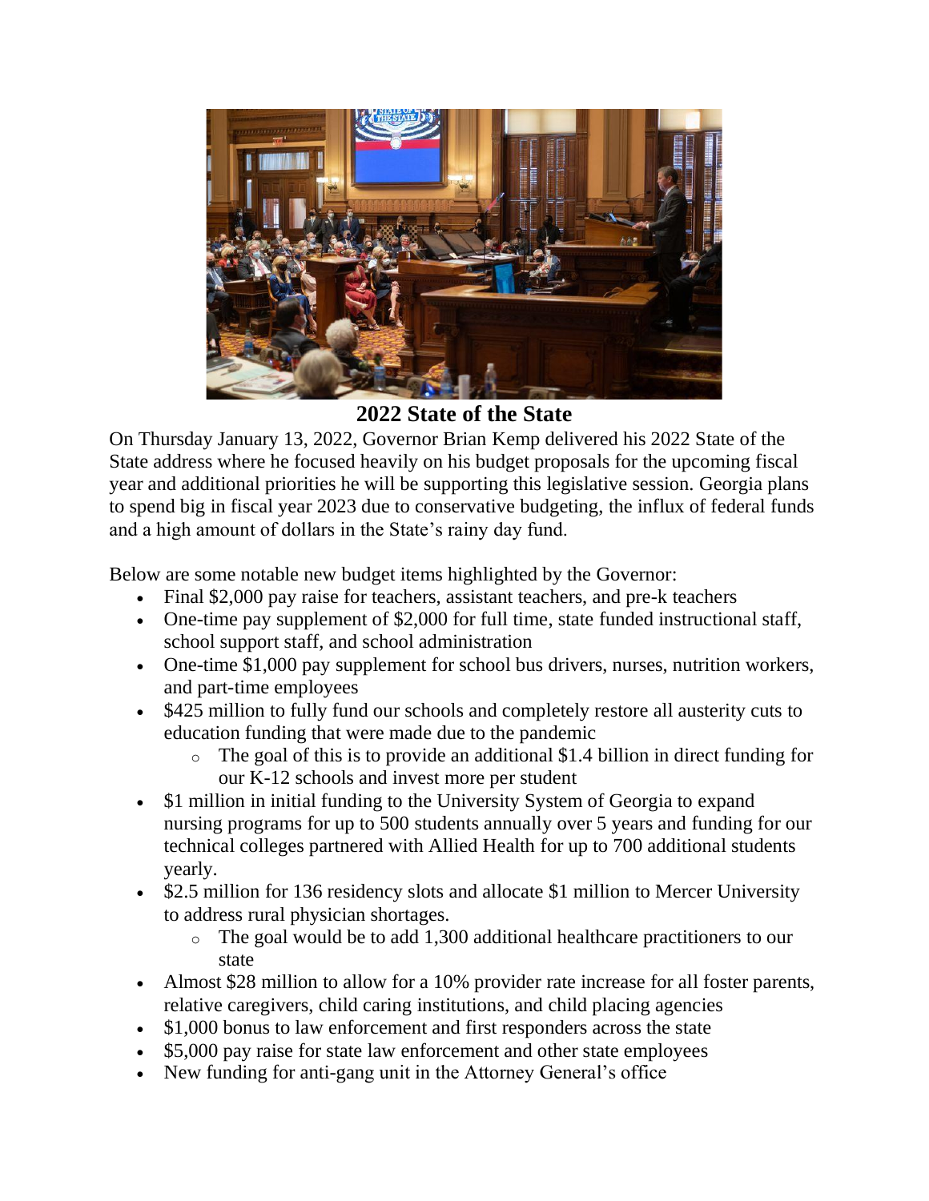## 2022 State of the State

On Thursday January 13, 2022, Governor Brian Kemp delivered his 2022 State of the State address where he focused heavily on his budget proposals for the upcoming fiscal year and additional priorities he will be supporting this legislative session. Georgia plans to spend big in fiscal year 2023 due to conservative budgeting, the influx of federal funds and a high amount of dollars in the State's rainy day fund.

Below are some notable new budget items highlighted by the Governor:

- Final $2,000 pay raise for teachers, assistant teachers, and pre-k teachers
- One-time pay supplement of $2,000 for full time, state funded instructional staff, school support staff, and school administration
- One-time $1,000 pay supplement for school bus drivers, nurses, nutrition workers, and part-time employees
- $425 million to fully fund our schools and completely restore all austerity cuts to education funding that were made due to the pandemic
  - The goal of this is to provide an additional $1.4 billion in direct funding for our K-12 schools and invest more per student
- $1 million in initial funding to the University System of Georgia to expand nursing programs for up to 500 students annually over 5 years and funding for our technical colleges partnered with Allied Health for up to 700 additional students yearly.
- $2.5 million for 136 residency slots and allocate $1 million to Mercer University to address rural physician shortages.
  - The goal would be to add 1,300 additional healthcare practitioners to our state
- Almost $28 million to allow for a 10% provider rate increase for all foster parents, relative caregivers, child caring institutions, and child placing agencies
- $1,000 bonus to law enforcement and first responders across the state
- $5,000 pay raise for state law enforcement and other state employees
- New funding for anti-gang unit in the Attorney General's office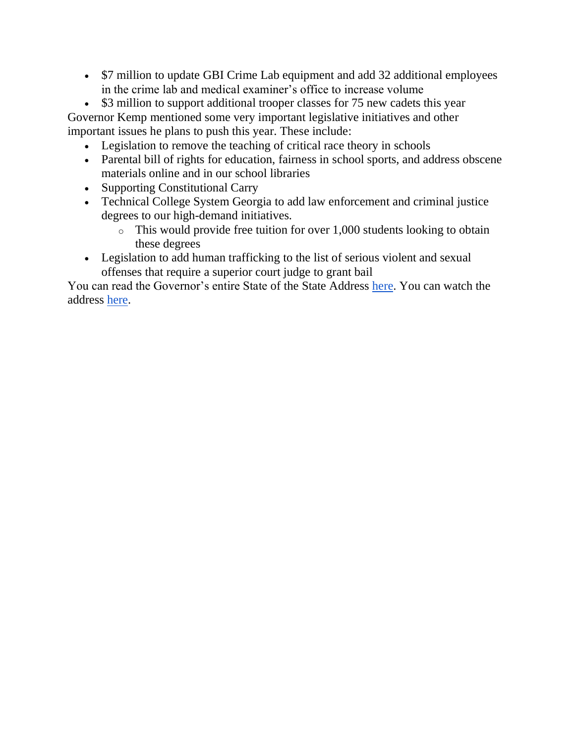- $7 million to update GBI Crime Lab equipment and add 32 additional employees in the crime lab and medical examiner's office to increase volume
- $3 million to support additional trooper classes for 75 new cadets this year

Governor Kemp mentioned some very important legislative initiatives and other important issues he plans to push this year. These include:

- Legislation to remove the teaching of critical race theory in schools
- Parental bill of rights for education, fairness in school sports, and address obscene materials online and in our school libraries
- Supporting Constitutional Carry
- Technical College System Georgia to add law enforcement and criminal justice degrees to our high-demand initiatives.
  - This would provide free tuition for over 1,000 students looking to obtain these degrees
- Legislation to add human trafficking to the list of serious violent and sexual offenses that require a superior court judge to grant bail

You can read the Governor's entire State of the State Address here. You can watch the address here.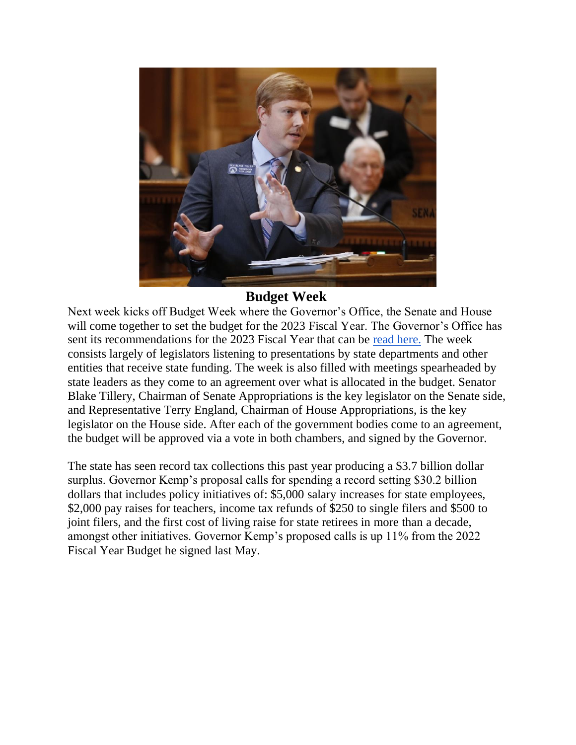## Budget Week

Next week kicks off Budget Week where the Governor's Office, the Senate and House will come together to set the budget for the 2023 Fiscal Year. The Governor's Office has sent its recommendations for the 2023 Fiscal Year that can be read here. The week consists largely of legislators listening to presentations by state departments and other entities that receive state funding. The week is also filled with meetings spearheaded by state leaders as they come to an agreement over what is allocated in the budget. Senator Blake Tillery, Chairman of Senate Appropriations is the key legislator on the Senate side, and Representative Terry England, Chairman of House Appropriations, is the key legislator on the House side. After each of the government bodies come to an agreement, the budget will be approved via a vote in both chambers, and signed by the Governor.

The state has seen record tax collections this past year producing a $3.7 billion dollar surplus. Governor Kemp's proposal calls for spending a record setting $30.2 billion dollars that includes policy initiatives of: $5,000 salary increases for state employees, $2,000 pay raises for teachers, income tax refunds of $250 to single filers and $500 to joint filers, and the first cost of living raise for state retirees in more than a decade, amongst other initiatives. Governor Kemp's proposed calls is up 11% from the 2022 Fiscal Year Budget he signed last May.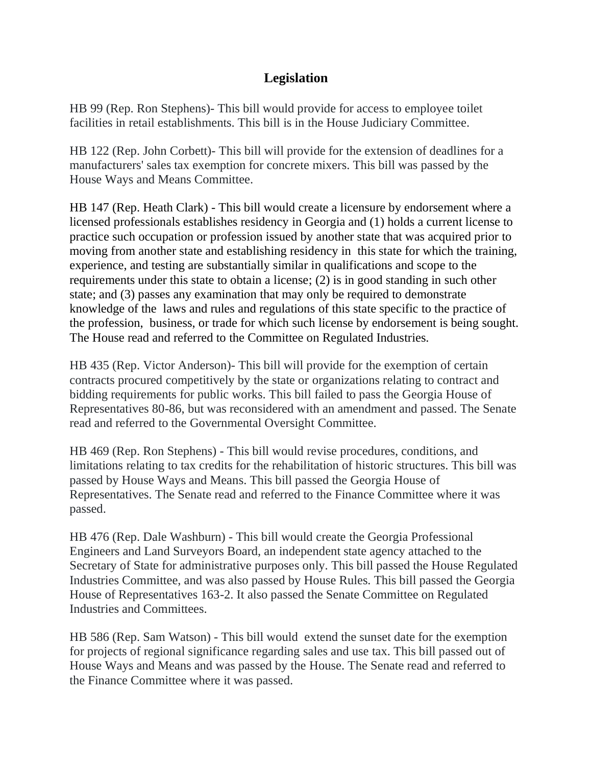# Legislation

HB 99 (Rep. Ron Stephens)- This bill would provide for access to employee toilet facilities in retail establishments. This bill is in the House Judiciary Committee.

HB 122 (Rep. John Corbett)- This bill will provide for the extension of deadlines for a manufacturers' sales tax exemption for concrete mixers. This bill was passed by the House Ways and Means Committee.

HB 147 (Rep. Heath Clark) - This bill would create a licensure by endorsement where a licensed professionals establishes residency in Georgia and (1) holds a current license to practice such occupation or profession issued by another state that was acquired prior to moving from another state and establishing residency in this state for which the training, experience, and testing are substantially similar in qualifications and scope to the requirements under this state to obtain a license; (2) is in good standing in such other state; and (3) passes any examination that may only be required to demonstrate knowledge of the laws and rules and regulations of this state specific to the practice of the profession, business, or trade for which such license by endorsement is being sought. The House read and referred to the Committee on Regulated Industries.

HB 435 (Rep. Victor Anderson)- This bill will provide for the exemption of certain contracts procured competitively by the state or organizations relating to contract and bidding requirements for public works. This bill failed to pass the Georgia House of Representatives 80-86, but was reconsidered with an amendment and passed. The Senate read and referred to the Governmental Oversight Committee.

HB 469 (Rep. Ron Stephens) - This bill would revise procedures, conditions, and limitations relating to tax credits for the rehabilitation of historic structures. This bill was passed by House Ways and Means. This bill passed the Georgia House of Representatives. The Senate read and referred to the Finance Committee where it was passed.

HB 476 (Rep. Dale Washburn) - This bill would create the Georgia Professional Engineers and Land Surveyors Board, an independent state agency attached to the Secretary of State for administrative purposes only. This bill passed the House Regulated Industries Committee, and was also passed by House Rules. This bill passed the Georgia House of Representatives 163-2. It also passed the Senate Committee on Regulated Industries and Committees.

HB 586 (Rep. Sam Watson) - This bill would extend the sunset date for the exemption for projects of regional significance regarding sales and use tax. This bill passed out of House Ways and Means and was passed by the House. The Senate read and referred to the Finance Committee where it was passed.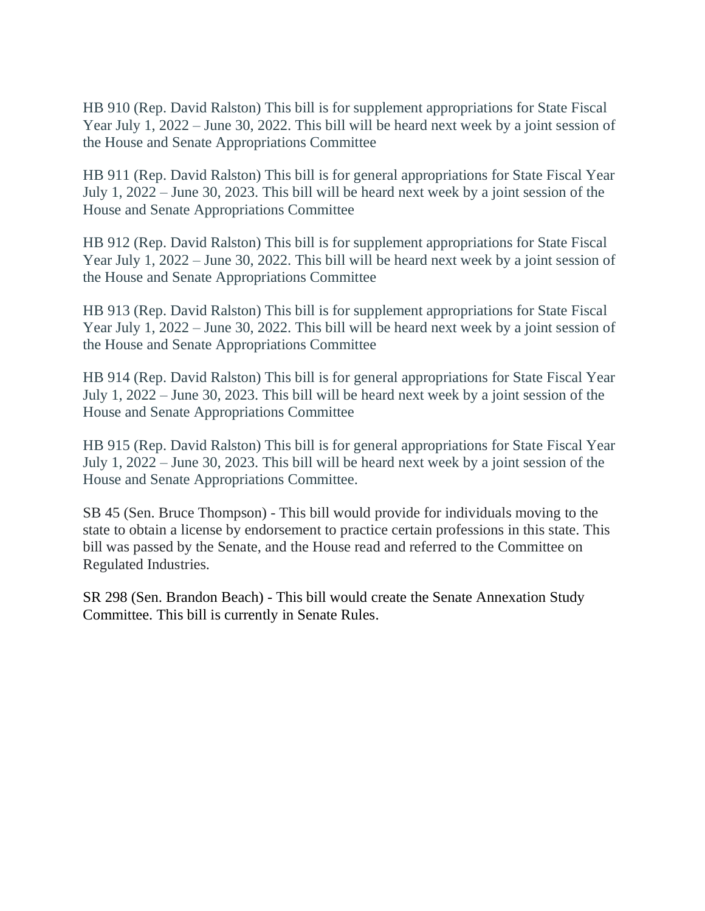HB 910 (Rep. David Ralston) This bill is for supplement appropriations for State Fiscal Year July 1, 2022 – June 30, 2022. This bill will be heard next week by a joint session of the House and Senate Appropriations Committee

HB 911 (Rep. David Ralston) This bill is for general appropriations for State Fiscal Year July 1, 2022 – June 30, 2023. This bill will be heard next week by a joint session of the House and Senate Appropriations Committee

HB 912 (Rep. David Ralston) This bill is for supplement appropriations for State Fiscal Year July 1, 2022 – June 30, 2022. This bill will be heard next week by a joint session of the House and Senate Appropriations Committee

HB 913 (Rep. David Ralston) This bill is for supplement appropriations for State Fiscal Year July 1, 2022 – June 30, 2022. This bill will be heard next week by a joint session of the House and Senate Appropriations Committee

HB 914 (Rep. David Ralston) This bill is for general appropriations for State Fiscal Year July 1, 2022 – June 30, 2023. This bill will be heard next week by a joint session of the House and Senate Appropriations Committee

HB 915 (Rep. David Ralston) This bill is for general appropriations for State Fiscal Year July 1, 2022 – June 30, 2023. This bill will be heard next week by a joint session of the House and Senate Appropriations Committee.

SB 45 (Sen. Bruce Thompson) - This bill would provide for individuals moving to the state to obtain a license by endorsement to practice certain professions in this state. This bill was passed by the Senate, and the House read and referred to the Committee on Regulated Industries.

SR 298 (Sen. Brandon Beach) - This bill would create the Senate Annexation Study Committee. This bill is currently in Senate Rules.